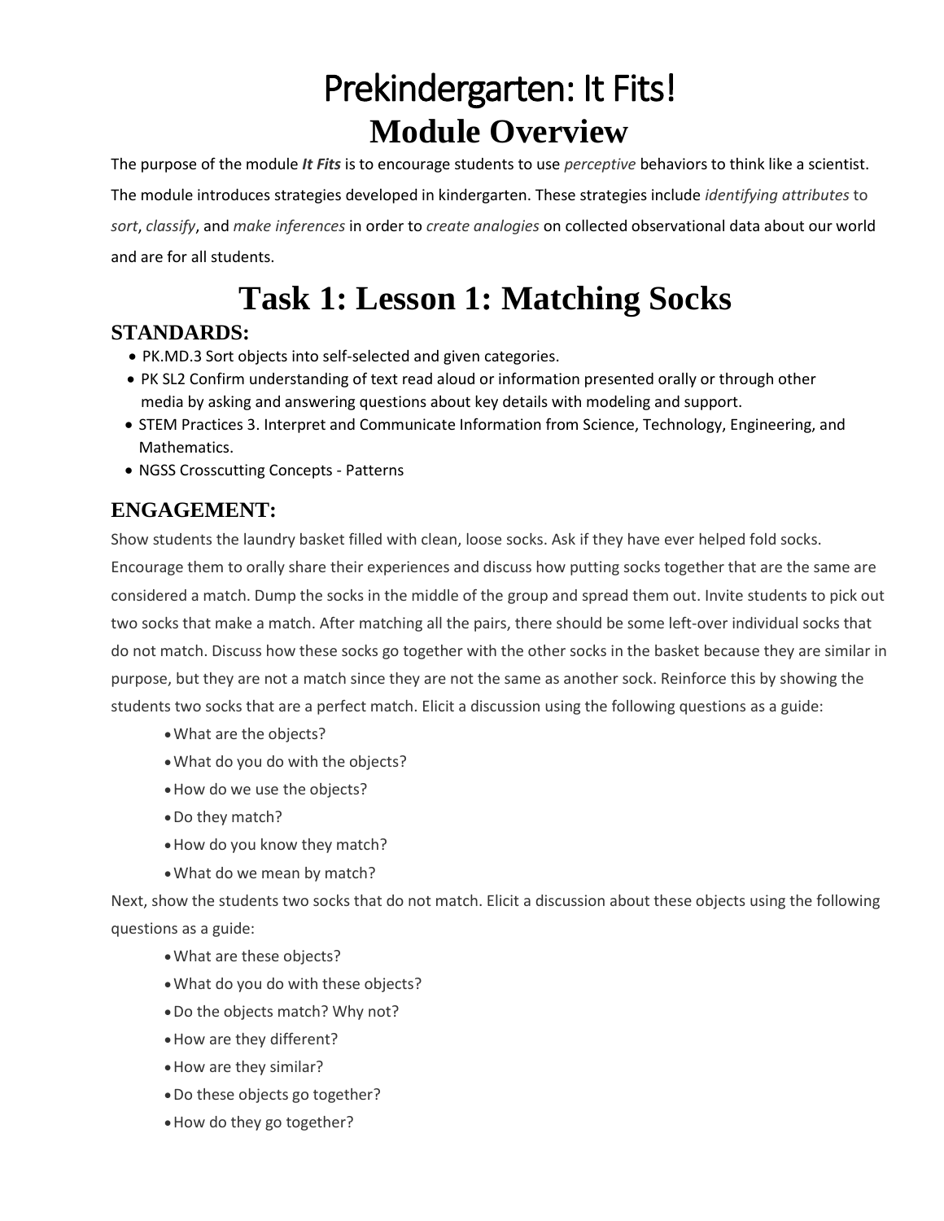# Prekindergarten: It Fits!

# Module Overview

The purpose of the module ***It Fits*** is to encourage students to use *perceptive* behaviors to think like a scientist. The module introduces strategies developed in kindergarten. These strategies include *identifying attributes* to *sort*, *classify*, and *make inferences* in order to *create analogies* on collected observational data about our world and are for all students.

# Task 1: Lesson 1: Matching Socks

## STANDARDS:

- PK.MD.3 Sort objects into self-selected and given categories.
- PK SL2 Confirm understanding of text read aloud or information presented orally or through other media by asking and answering questions about key details with modeling and support.
- STEM Practices 3. Interpret and Communicate Information from Science, Technology, Engineering, and Mathematics.
- NGSS Crosscutting Concepts - Patterns

## ENGAGEMENT:

Show students the laundry basket filled with clean, loose socks. Ask if they have ever helped fold socks. Encourage them to orally share their experiences and discuss how putting socks together that are the same are considered a match. Dump the socks in the middle of the group and spread them out. Invite students to pick out two socks that make a match. After matching all the pairs, there should be some left-over individual socks that do not match. Discuss how these socks go together with the other socks in the basket because they are similar in purpose, but they are not a match since they are not the same as another sock. Reinforce this by showing the students two socks that are a perfect match. Elicit a discussion using the following questions as a guide:

- What are the objects?
- What do you do with the objects?
- How do we use the objects?
- Do they match?
- How do you know they match?
- What do we mean by match?

Next, show the students two socks that do not match. Elicit a discussion about these objects using the following questions as a guide:

- What are these objects?
- What do you do with these objects?
- Do the objects match? Why not?
- How are they different?
- How are they similar?
- Do these objects go together?
- How do they go together?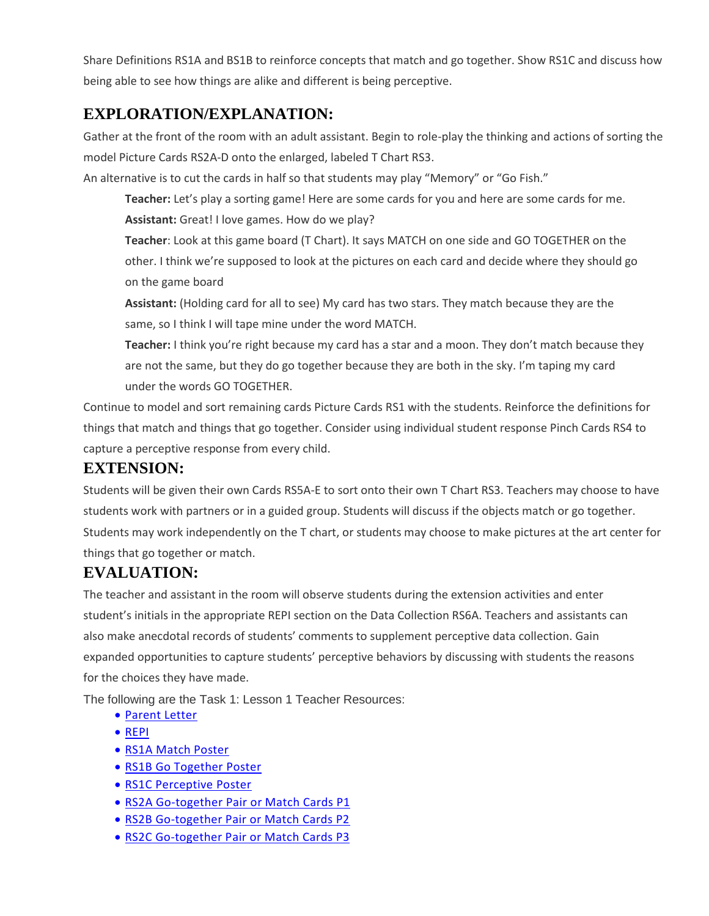Share Definitions RS1A and BS1B to reinforce concepts that match and go together. Show RS1C and discuss how being able to see how things are alike and different is being perceptive.

## EXPLORATION/EXPLANATION:

Gather at the front of the room with an adult assistant. Begin to role-play the thinking and actions of sorting the model Picture Cards RS2A-D onto the enlarged, labeled T Chart RS3.

An alternative is to cut the cards in half so that students may play "Memory" or "Go Fish."

> **Teacher:** Let's play a sorting game! Here are some cards for you and here are some cards for me.
>
> **Assistant:** Great! I love games. How do we play?
>
> **Teacher**: Look at this game board (T Chart). It says MATCH on one side and GO TOGETHER on the other. I think we're supposed to look at the pictures on each card and decide where they should go on the game board
>
> **Assistant:** (Holding card for all to see) My card has two stars. They match because they are the same, so I think I will tape mine under the word MATCH.
>
> **Teacher:** I think you're right because my card has a star and a moon. They don't match because they are not the same, but they do go together because they are both in the sky. I'm taping my card under the words GO TOGETHER.

Continue to model and sort remaining cards Picture Cards RS1 with the students. Reinforce the definitions for things that match and things that go together. Consider using individual student response Pinch Cards RS4 to capture a perceptive response from every child.

## EXTENSION:

Students will be given their own Cards RS5A-E to sort onto their own T Chart RS3. Teachers may choose to have students work with partners or in a guided group. Students will discuss if the objects match or go together. Students may work independently on the T chart, or students may choose to make pictures at the art center for things that go together or match.

## EVALUATION:

The teacher and assistant in the room will observe students during the extension activities and enter student's initials in the appropriate REPI section on the Data Collection RS6A. Teachers and assistants can also make anecdotal records of students' comments to supplement perceptive data collection. Gain expanded opportunities to capture students' perceptive behaviors by discussing with students the reasons for the choices they have made.

The following are the Task 1: Lesson 1 Teacher Resources:

- Parent Letter
- REPI
- RS1A Match Poster
- RS1B Go Together Poster
- RS1C Perceptive Poster
- RS2A Go-together Pair or Match Cards P1
- RS2B Go-together Pair or Match Cards P2
- RS2C Go-together Pair or Match Cards P3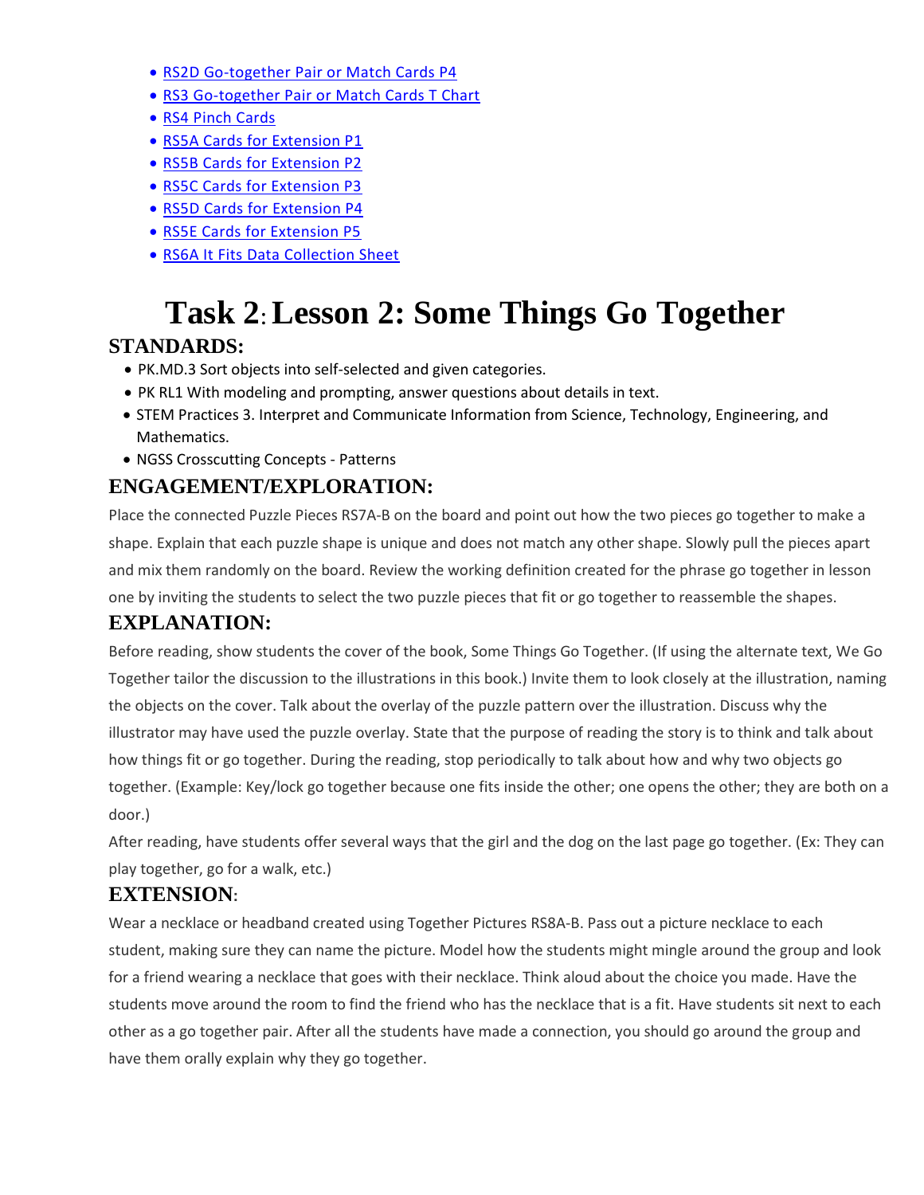- [RS2D Go-together Pair or Match Cards P4]()
- [RS3 Go-together Pair or Match Cards T Chart]()
- [RS4 Pinch Cards]()
- [RS5A Cards for Extension P1]()
- [RS5B Cards for Extension P2]()
- [RS5C Cards for Extension P3]()
- [RS5D Cards for Extension P4]()
- [RS5E Cards for Extension P5]()
- [RS6A It Fits Data Collection Sheet]()

# Task 2: Lesson 2: Some Things Go Together

## STANDARDS:

- PK.MD.3 Sort objects into self-selected and given categories.
- PK RL1 With modeling and prompting, answer questions about details in text.
- STEM Practices 3. Interpret and Communicate Information from Science, Technology, Engineering, and Mathematics.
- NGSS Crosscutting Concepts - Patterns

## ENGAGEMENT/EXPLORATION:

Place the connected Puzzle Pieces RS7A-B on the board and point out how the two pieces go together to make a shape. Explain that each puzzle shape is unique and does not match any other shape. Slowly pull the pieces apart and mix them randomly on the board. Review the working definition created for the phrase go together in lesson one by inviting the students to select the two puzzle pieces that fit or go together to reassemble the shapes.

## EXPLANATION:

Before reading, show students the cover of the book, Some Things Go Together. (If using the alternate text, We Go Together tailor the discussion to the illustrations in this book.) Invite them to look closely at the illustration, naming the objects on the cover. Talk about the overlay of the puzzle pattern over the illustration. Discuss why the illustrator may have used the puzzle overlay. State that the purpose of reading the story is to think and talk about how things fit or go together. During the reading, stop periodically to talk about how and why two objects go together. (Example: Key/lock go together because one fits inside the other; one opens the other; they are both on a door.)

After reading, have students offer several ways that the girl and the dog on the last page go together. (Ex: They can play together, go for a walk, etc.)

## EXTENSION:

Wear a necklace or headband created using Together Pictures RS8A-B. Pass out a picture necklace to each student, making sure they can name the picture. Model how the students might mingle around the group and look for a friend wearing a necklace that goes with their necklace. Think aloud about the choice you made. Have the students move around the room to find the friend who has the necklace that is a fit. Have students sit next to each other as a go together pair. After all the students have made a connection, you should go around the group and have them orally explain why they go together.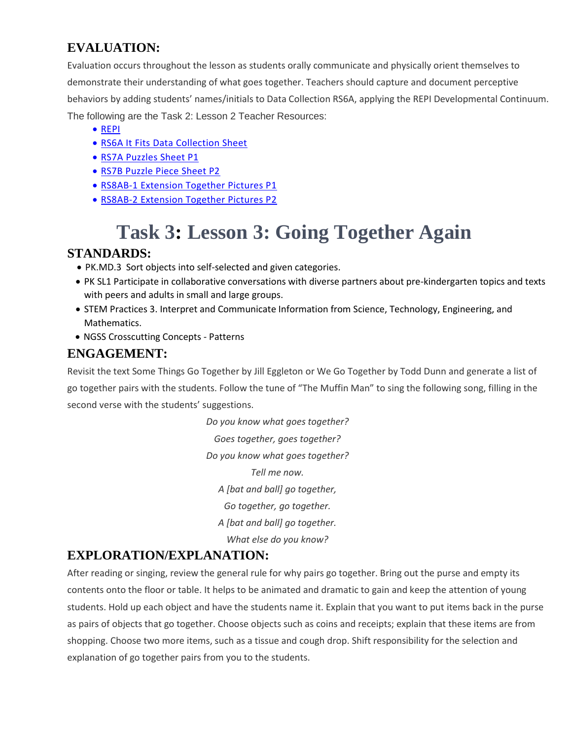## EVALUATION:

Evaluation occurs throughout the lesson as students orally communicate and physically orient themselves to demonstrate their understanding of what goes together. Teachers should capture and document perceptive behaviors by adding students' names/initials to Data Collection RS6A, applying the REPI Developmental Continuum.

The following are the Task 2: Lesson 2 Teacher Resources:

- REPI
- RS6A It Fits Data Collection Sheet
- RS7A Puzzles Sheet P1
- RS7B Puzzle Piece Sheet P2
- RS8AB-1 Extension Together Pictures P1
- RS8AB-2 Extension Together Pictures P2

# Task 3: Lesson 3: Going Together Again

## STANDARDS:

- PK.MD.3 Sort objects into self-selected and given categories.
- PK SL1 Participate in collaborative conversations with diverse partners about pre-kindergarten topics and texts with peers and adults in small and large groups.
- STEM Practices 3. Interpret and Communicate Information from Science, Technology, Engineering, and Mathematics.
- NGSS Crosscutting Concepts - Patterns

## ENGAGEMENT:

Revisit the text Some Things Go Together by Jill Eggleton or We Go Together by Todd Dunn and generate a list of go together pairs with the students. Follow the tune of "The Muffin Man" to sing the following song, filling in the second verse with the students' suggestions.

*Do you know what goes together?*
*Goes together, goes together?*
*Do you know what goes together?*
*Tell me now.*
*A [bat and ball] go together,*
*Go together, go together.*
*A [bat and ball] go together.*
*What else do you know?*

## EXPLORATION/EXPLANATION:

After reading or singing, review the general rule for why pairs go together. Bring out the purse and empty its contents onto the floor or table. It helps to be animated and dramatic to gain and keep the attention of young students. Hold up each object and have the students name it. Explain that you want to put items back in the purse as pairs of objects that go together. Choose objects such as coins and receipts; explain that these items are from shopping. Choose two more items, such as a tissue and cough drop. Shift responsibility for the selection and explanation of go together pairs from you to the students.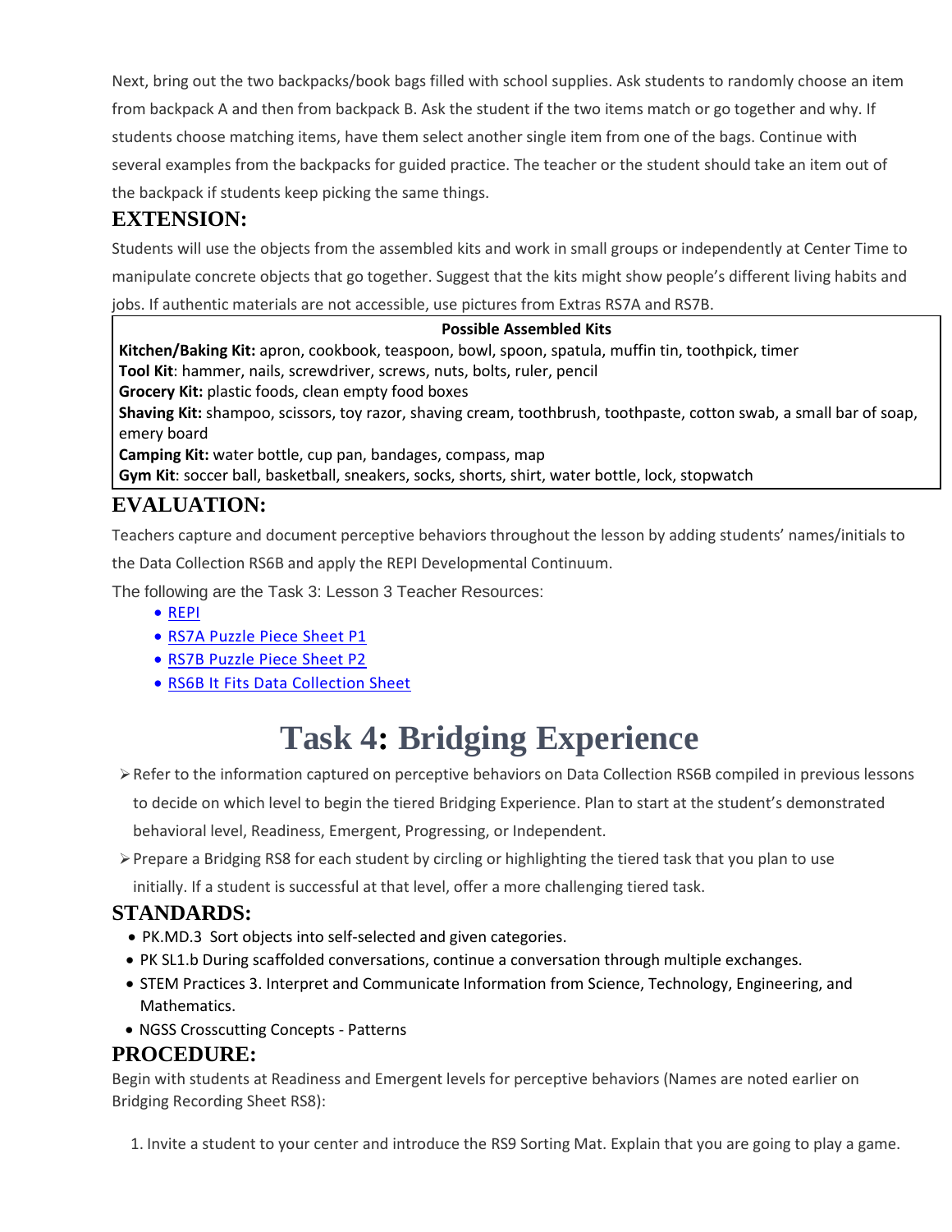Next, bring out the two backpacks/book bags filled with school supplies. Ask students to randomly choose an item from backpack A and then from backpack B. Ask the student if the two items match or go together and why. If students choose matching items, have them select another single item from one of the bags. Continue with several examples from the backpacks for guided practice. The teacher or the student should take an item out of the backpack if students keep picking the same things.

## EXTENSION:

Students will use the objects from the assembled kits and work in small groups or independently at Center Time to manipulate concrete objects that go together. Suggest that the kits might show people's different living habits and jobs. If authentic materials are not accessible, use pictures from Extras RS7A and RS7B.

| Possible Assembled Kits |
|---|
| **Kitchen/Baking Kit:** apron, cookbook, teaspoon, bowl, spoon, spatula, muffin tin, toothpick, timer |
| **Tool Kit**: hammer, nails, screwdriver, screws, nuts, bolts, ruler, pencil |
| **Grocery Kit:** plastic foods, clean empty food boxes |
| **Shaving Kit:** shampoo, scissors, toy razor, shaving cream, toothbrush, toothpaste, cotton swab, a small bar of soap, emery board |
| **Camping Kit:** water bottle, cup pan, bandages, compass, map |
| **Gym Kit**: soccer ball, basketball, sneakers, socks, shorts, shirt, water bottle, lock, stopwatch |

## EVALUATION:

Teachers capture and document perceptive behaviors throughout the lesson by adding students' names/initials to the Data Collection RS6B and apply the REPI Developmental Continuum.

The following are the Task 3: Lesson 3 Teacher Resources:

- REPI
- RS7A Puzzle Piece Sheet P1
- RS7B Puzzle Piece Sheet P2
- RS6B It Fits Data Collection Sheet

# Task 4: Bridging Experience

- Refer to the information captured on perceptive behaviors on Data Collection RS6B compiled in previous lessons to decide on which level to begin the tiered Bridging Experience. Plan to start at the student's demonstrated behavioral level, Readiness, Emergent, Progressing, or Independent.
- Prepare a Bridging RS8 for each student by circling or highlighting the tiered task that you plan to use initially. If a student is successful at that level, offer a more challenging tiered task.

## STANDARDS:

- PK.MD.3 Sort objects into self-selected and given categories.
- PK SL1.b During scaffolded conversations, continue a conversation through multiple exchanges.
- STEM Practices 3. Interpret and Communicate Information from Science, Technology, Engineering, and Mathematics.
- NGSS Crosscutting Concepts - Patterns

## PROCEDURE:

Begin with students at Readiness and Emergent levels for perceptive behaviors (Names are noted earlier on Bridging Recording Sheet RS8):

1. Invite a student to your center and introduce the RS9 Sorting Mat. Explain that you are going to play a game.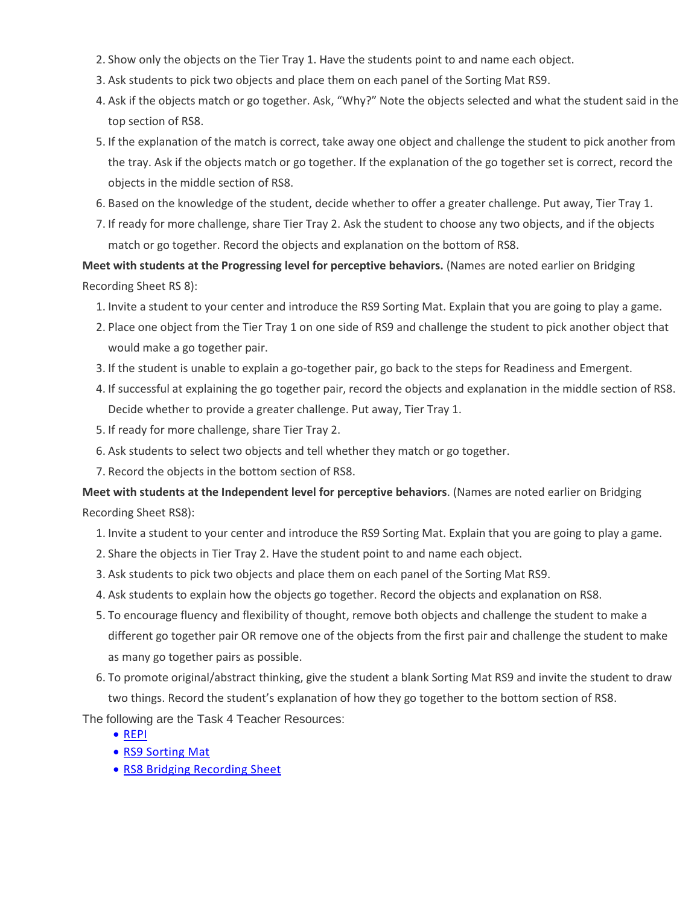2. Show only the objects on the Tier Tray 1. Have the students point to and name each object.
3. Ask students to pick two objects and place them on each panel of the Sorting Mat RS9.
4. Ask if the objects match or go together. Ask, "Why?" Note the objects selected and what the student said in the top section of RS8.
5. If the explanation of the match is correct, take away one object and challenge the student to pick another from the tray. Ask if the objects match or go together. If the explanation of the go together set is correct, record the objects in the middle section of RS8.
6. Based on the knowledge of the student, decide whether to offer a greater challenge. Put away, Tier Tray 1.
7. If ready for more challenge, share Tier Tray 2. Ask the student to choose any two objects, and if the objects match or go together. Record the objects and explanation on the bottom of RS8.

**Meet with students at the Progressing level for perceptive behaviors.** (Names are noted earlier on Bridging Recording Sheet RS 8):

1. Invite a student to your center and introduce the RS9 Sorting Mat. Explain that you are going to play a game.
2. Place one object from the Tier Tray 1 on one side of RS9 and challenge the student to pick another object that would make a go together pair.
3. If the student is unable to explain a go-together pair, go back to the steps for Readiness and Emergent.
4. If successful at explaining the go together pair, record the objects and explanation in the middle section of RS8. Decide whether to provide a greater challenge. Put away, Tier Tray 1.
5. If ready for more challenge, share Tier Tray 2.
6. Ask students to select two objects and tell whether they match or go together.
7. Record the objects in the bottom section of RS8.

**Meet with students at the Independent level for perceptive behaviors**. (Names are noted earlier on Bridging Recording Sheet RS8):

1. Invite a student to your center and introduce the RS9 Sorting Mat. Explain that you are going to play a game.
2. Share the objects in Tier Tray 2. Have the student point to and name each object.
3. Ask students to pick two objects and place them on each panel of the Sorting Mat RS9.
4. Ask students to explain how the objects go together. Record the objects and explanation on RS8.
5. To encourage fluency and flexibility of thought, remove both objects and challenge the student to make a different go together pair OR remove one of the objects from the first pair and challenge the student to make as many go together pairs as possible.
6. To promote original/abstract thinking, give the student a blank Sorting Mat RS9 and invite the student to draw two things. Record the student's explanation of how they go together to the bottom section of RS8.

The following are the Task 4 Teacher Resources:

- REPI
- RS9 Sorting Mat
- RS8 Bridging Recording Sheet